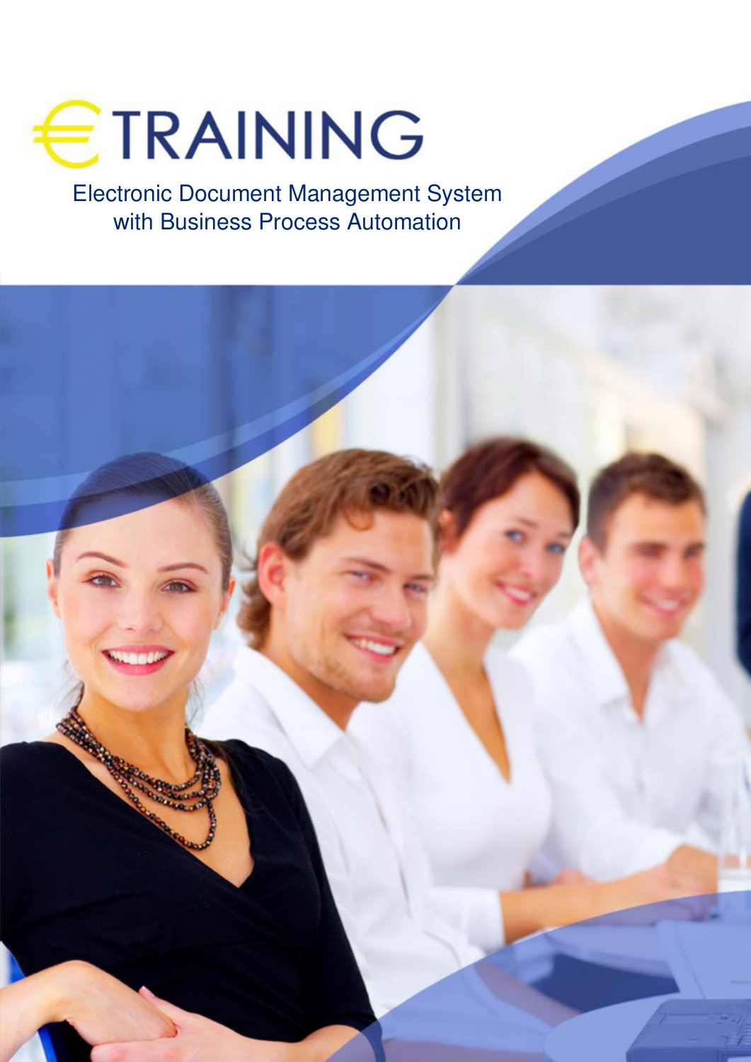# €TRAINING

Electronic Document Management System
with Business Process Automation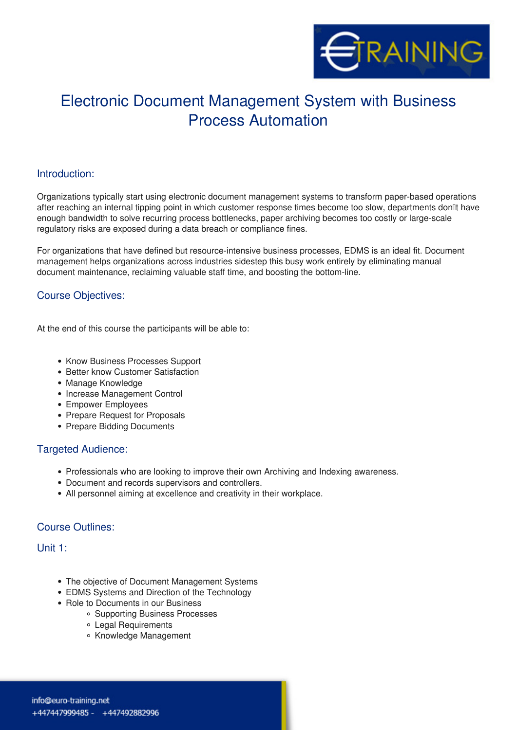# Electronic Document Management System with Business Process Automation

## Introduction:

Organizations typically start using electronic document management systems to transform paper-based operations after reaching an internal tipping point in which customer response times become too slow, departments don't have enough bandwidth to solve recurring process bottlenecks, paper archiving becomes too costly or large-scale regulatory risks are exposed during a data breach or compliance fines.

For organizations that have defined but resource-intensive business processes, EDMS is an ideal fit. Document management helps organizations across industries sidestep this busy work entirely by eliminating manual document maintenance, reclaiming valuable staff time, and boosting the bottom-line.

## Course Objectives:

At the end of this course the participants will be able to:

- Know Business Processes Support
- Better know Customer Satisfaction
- Manage Knowledge
- Increase Management Control
- Empower Employees
- Prepare Request for Proposals
- Prepare Bidding Documents

## Targeted Audience:

- Professionals who are looking to improve their own Archiving and Indexing awareness.
- Document and records supervisors and controllers.
- All personnel aiming at excellence and creativity in their workplace.

## Course Outlines:

### Unit 1:

- The objective of Document Management Systems
- EDMS Systems and Direction of the Technology
- Role to Documents in our Business
  - Supporting Business Processes
  - Legal Requirements
  - Knowledge Management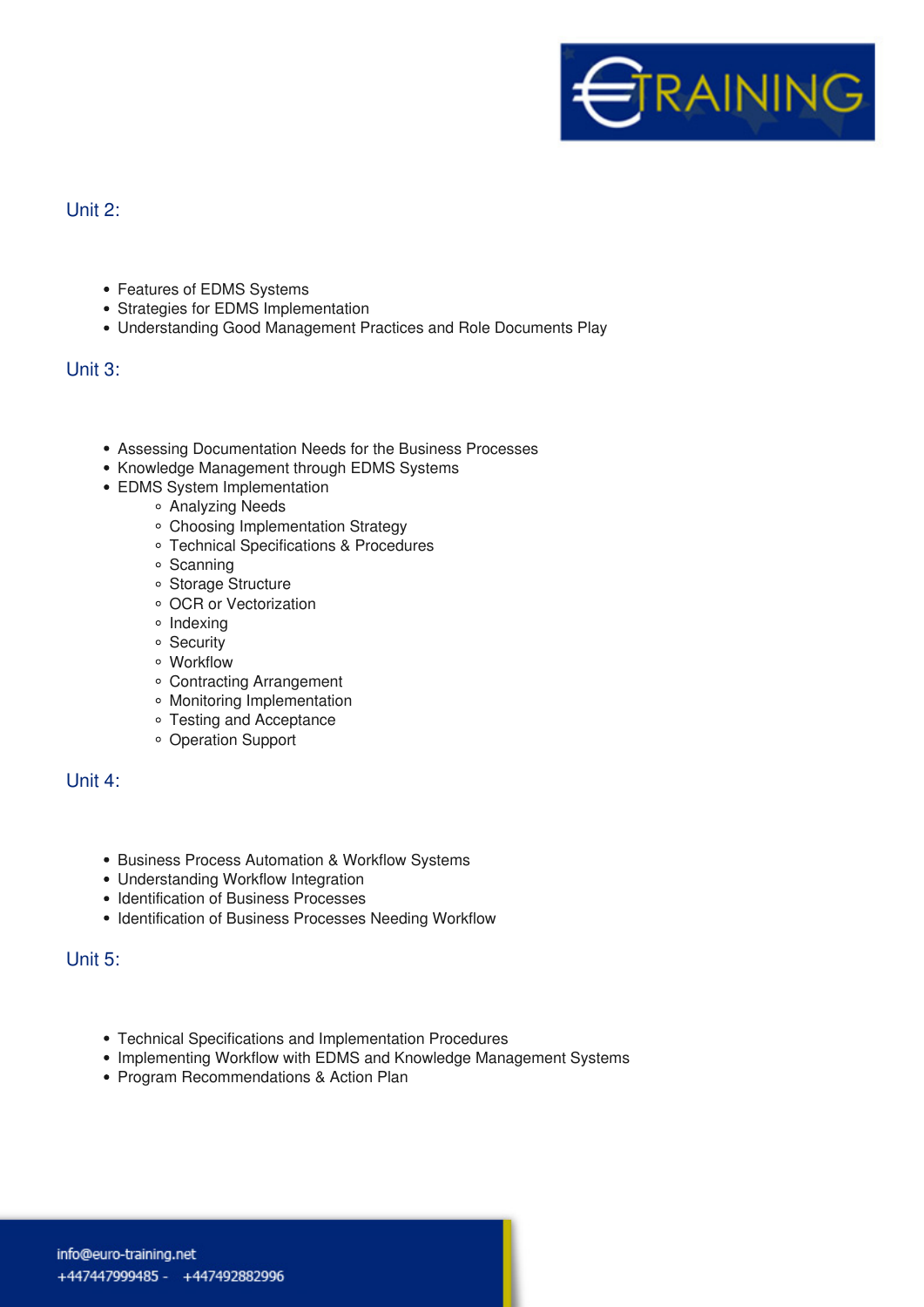## Unit 2:

- Features of EDMS Systems
- Strategies for EDMS Implementation
- Understanding Good Management Practices and Role Documents Play

## Unit 3:

- Assessing Documentation Needs for the Business Processes
- Knowledge Management through EDMS Systems
- EDMS System Implementation
  - Analyzing Needs
  - Choosing Implementation Strategy
  - Technical Specifications & Procedures
  - Scanning
  - Storage Structure
  - OCR or Vectorization
  - Indexing
  - Security
  - Workflow
  - Contracting Arrangement
  - Monitoring Implementation
  - Testing and Acceptance
  - Operation Support

## Unit 4:

- Business Process Automation & Workflow Systems
- Understanding Workflow Integration
- Identification of Business Processes
- Identification of Business Processes Needing Workflow

## Unit 5:

- Technical Specifications and Implementation Procedures
- Implementing Workflow with EDMS and Knowledge Management Systems
- Program Recommendations & Action Plan